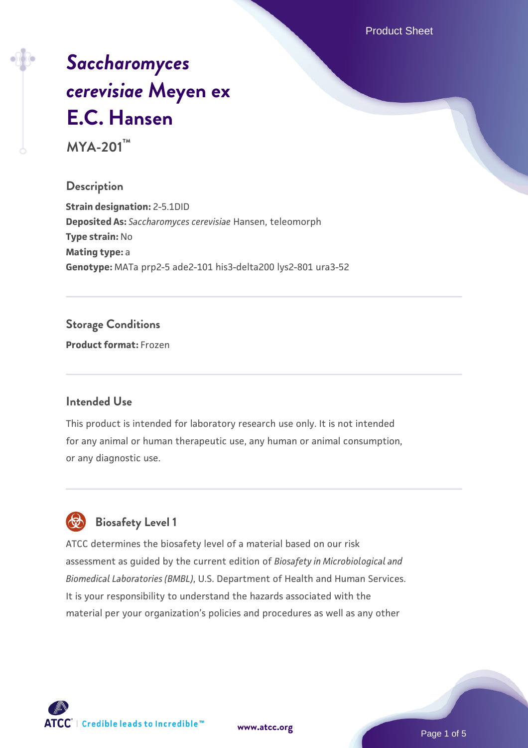# *Saccharomyces cerevisiae* Meyen ex E.C. Hansen

## MYA-201™

### Description

**Strain designation:** 2-5.1DID
**Deposited As:** *Saccharomyces cerevisiae* Hansen, teleomorph
**Type strain:** No
**Mating type:** a
**Genotype:** MATa prp2-5 ade2-101 his3-delta200 lys2-801 ura3-52

### Storage Conditions

**Product format:** Frozen

### Intended Use

This product is intended for laboratory research use only. It is not intended for any animal or human therapeutic use, any human or animal consumption, or any diagnostic use.

### Biosafety Level 1

ATCC determines the biosafety level of a material based on our risk assessment as guided by the current edition of *Biosafety in Microbiological and Biomedical Laboratories (BMBL)*, U.S. Department of Health and Human Services. It is your responsibility to understand the hazards associated with the material per your organization's policies and procedures as well as any other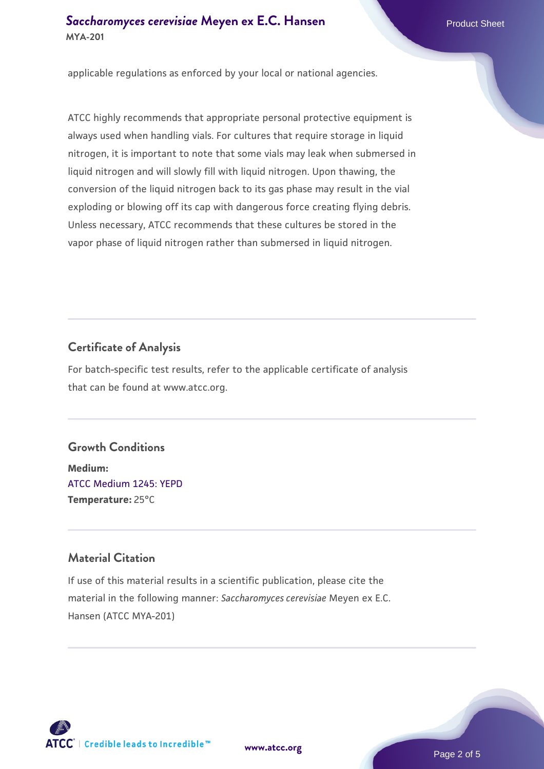applicable regulations as enforced by your local or national agencies.

ATCC highly recommends that appropriate personal protective equipment is always used when handling vials. For cultures that require storage in liquid nitrogen, it is important to note that some vials may leak when submersed in liquid nitrogen and will slowly fill with liquid nitrogen. Upon thawing, the conversion of the liquid nitrogen back to its gas phase may result in the vial exploding or blowing off its cap with dangerous force creating flying debris. Unless necessary, ATCC recommends that these cultures be stored in the vapor phase of liquid nitrogen rather than submersed in liquid nitrogen.

## Certificate of Analysis

For batch-specific test results, refer to the applicable certificate of analysis that can be found at www.atcc.org.

## Growth Conditions

**Medium:**
ATCC Medium 1245: YEPD
**Temperature:** 25°C

## Material Citation

If use of this material results in a scientific publication, please cite the material in the following manner: *Saccharomyces cerevisiae* Meyen ex E.C. Hansen (ATCC MYA-201)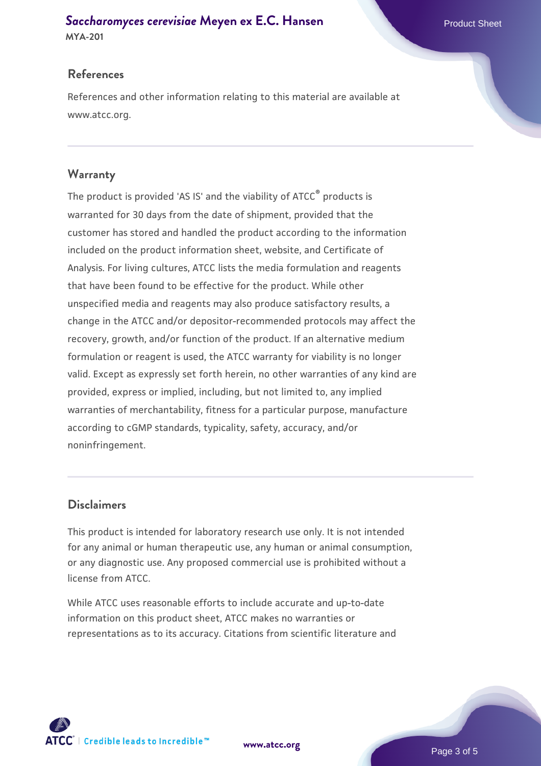## References

References and other information relating to this material are available at www.atcc.org.

## Warranty

The product is provided 'AS IS' and the viability of ATCC® products is warranted for 30 days from the date of shipment, provided that the customer has stored and handled the product according to the information included on the product information sheet, website, and Certificate of Analysis. For living cultures, ATCC lists the media formulation and reagents that have been found to be effective for the product. While other unspecified media and reagents may also produce satisfactory results, a change in the ATCC and/or depositor-recommended protocols may affect the recovery, growth, and/or function of the product. If an alternative medium formulation or reagent is used, the ATCC warranty for viability is no longer valid. Except as expressly set forth herein, no other warranties of any kind are provided, express or implied, including, but not limited to, any implied warranties of merchantability, fitness for a particular purpose, manufacture according to cGMP standards, typicality, safety, accuracy, and/or noninfringement.

## Disclaimers

This product is intended for laboratory research use only. It is not intended for any animal or human therapeutic use, any human or animal consumption, or any diagnostic use. Any proposed commercial use is prohibited without a license from ATCC.

While ATCC uses reasonable efforts to include accurate and up-to-date information on this product sheet, ATCC makes no warranties or representations as to its accuracy. Citations from scientific literature and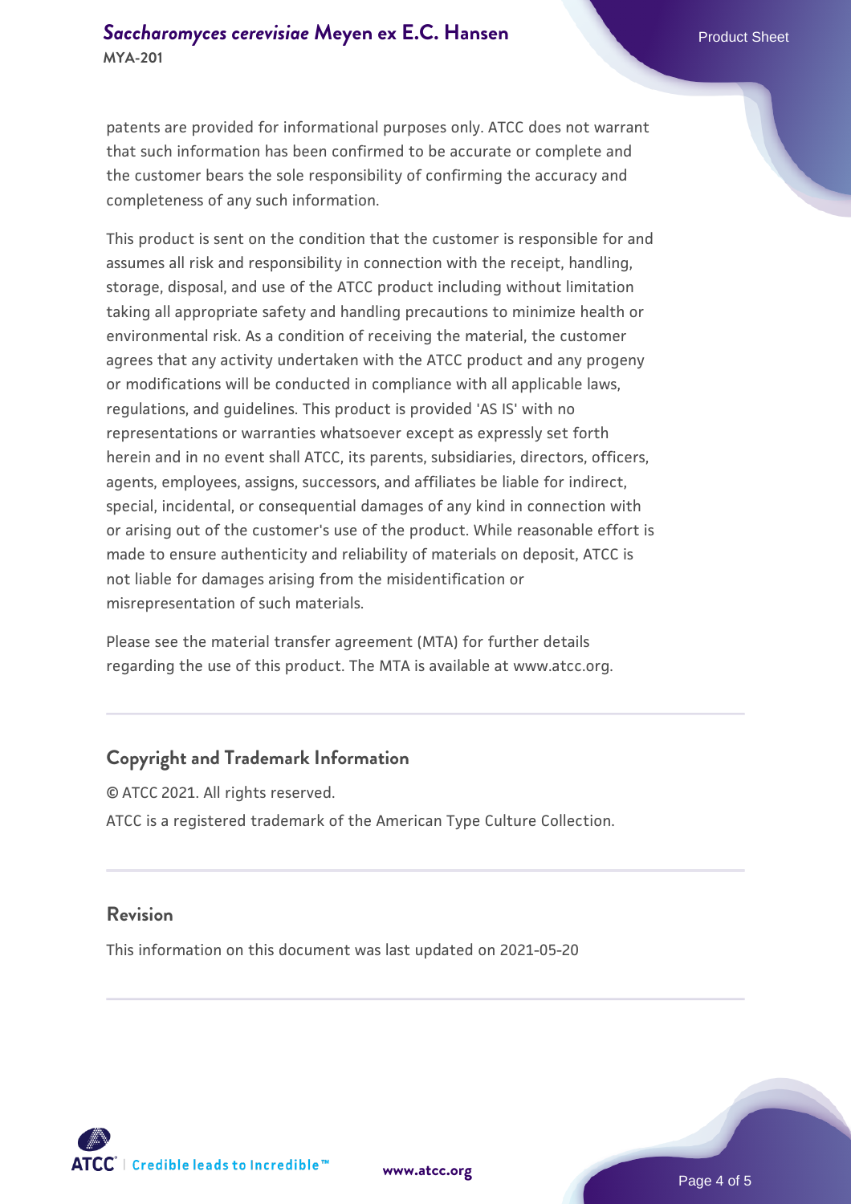patents are provided for informational purposes only. ATCC does not warrant that such information has been confirmed to be accurate or complete and the customer bears the sole responsibility of confirming the accuracy and completeness of any such information.

This product is sent on the condition that the customer is responsible for and assumes all risk and responsibility in connection with the receipt, handling, storage, disposal, and use of the ATCC product including without limitation taking all appropriate safety and handling precautions to minimize health or environmental risk. As a condition of receiving the material, the customer agrees that any activity undertaken with the ATCC product and any progeny or modifications will be conducted in compliance with all applicable laws, regulations, and guidelines. This product is provided 'AS IS' with no representations or warranties whatsoever except as expressly set forth herein and in no event shall ATCC, its parents, subsidiaries, directors, officers, agents, employees, assigns, successors, and affiliates be liable for indirect, special, incidental, or consequential damages of any kind in connection with or arising out of the customer's use of the product. While reasonable effort is made to ensure authenticity and reliability of materials on deposit, ATCC is not liable for damages arising from the misidentification or misrepresentation of such materials.

Please see the material transfer agreement (MTA) for further details regarding the use of this product. The MTA is available at www.atcc.org.

## Copyright and Trademark Information

© ATCC 2021. All rights reserved.

ATCC is a registered trademark of the American Type Culture Collection.

## Revision

This information on this document was last updated on 2021-05-20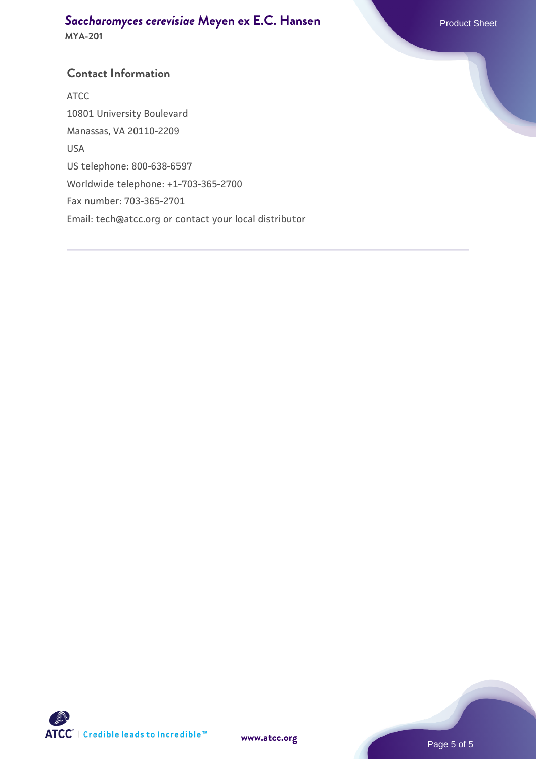## Contact Information

ATCC

10801 University Boulevard

Manassas, VA 20110-2209

USA

US telephone: 800-638-6597

Worldwide telephone: +1-703-365-2700

Fax number: 703-365-2701

Email: tech@atcc.org or contact your local distributor